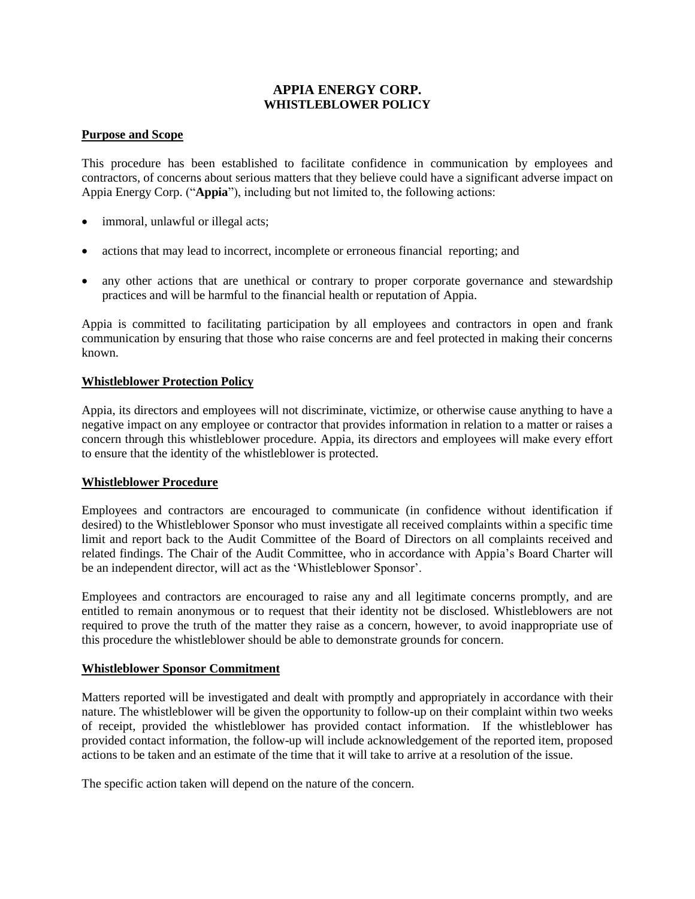# APPIA ENERGY CORP.
## WHISTLEBLOWER POLICY

### Purpose and Scope

This procedure has been established to facilitate confidence in communication by employees and contractors, of concerns about serious matters that they believe could have a significant adverse impact on Appia Energy Corp. ("**Appia**"), including but not limited to, the following actions:

- immoral, unlawful or illegal acts;
- actions that may lead to incorrect, incomplete or erroneous financial reporting; and
- any other actions that are unethical or contrary to proper corporate governance and stewardship practices and will be harmful to the financial health or reputation of Appia.

Appia is committed to facilitating participation by all employees and contractors in open and frank communication by ensuring that those who raise concerns are and feel protected in making their concerns known.

### Whistleblower Protection Policy

Appia, its directors and employees will not discriminate, victimize, or otherwise cause anything to have a negative impact on any employee or contractor that provides information in relation to a matter or raises a concern through this whistleblower procedure. Appia, its directors and employees will make every effort to ensure that the identity of the whistleblower is protected.

### Whistleblower Procedure

Employees and contractors are encouraged to communicate (in confidence without identification if desired) to the Whistleblower Sponsor who must investigate all received complaints within a specific time limit and report back to the Audit Committee of the Board of Directors on all complaints received and related findings. The Chair of the Audit Committee, who in accordance with Appia's Board Charter will be an independent director, will act as the 'Whistleblower Sponsor'.

Employees and contractors are encouraged to raise any and all legitimate concerns promptly, and are entitled to remain anonymous or to request that their identity not be disclosed. Whistleblowers are not required to prove the truth of the matter they raise as a concern, however, to avoid inappropriate use of this procedure the whistleblower should be able to demonstrate grounds for concern.

### Whistleblower Sponsor Commitment

Matters reported will be investigated and dealt with promptly and appropriately in accordance with their nature. The whistleblower will be given the opportunity to follow-up on their complaint within two weeks of receipt, provided the whistleblower has provided contact information. If the whistleblower has provided contact information, the follow-up will include acknowledgement of the reported item, proposed actions to be taken and an estimate of the time that it will take to arrive at a resolution of the issue.

The specific action taken will depend on the nature of the concern.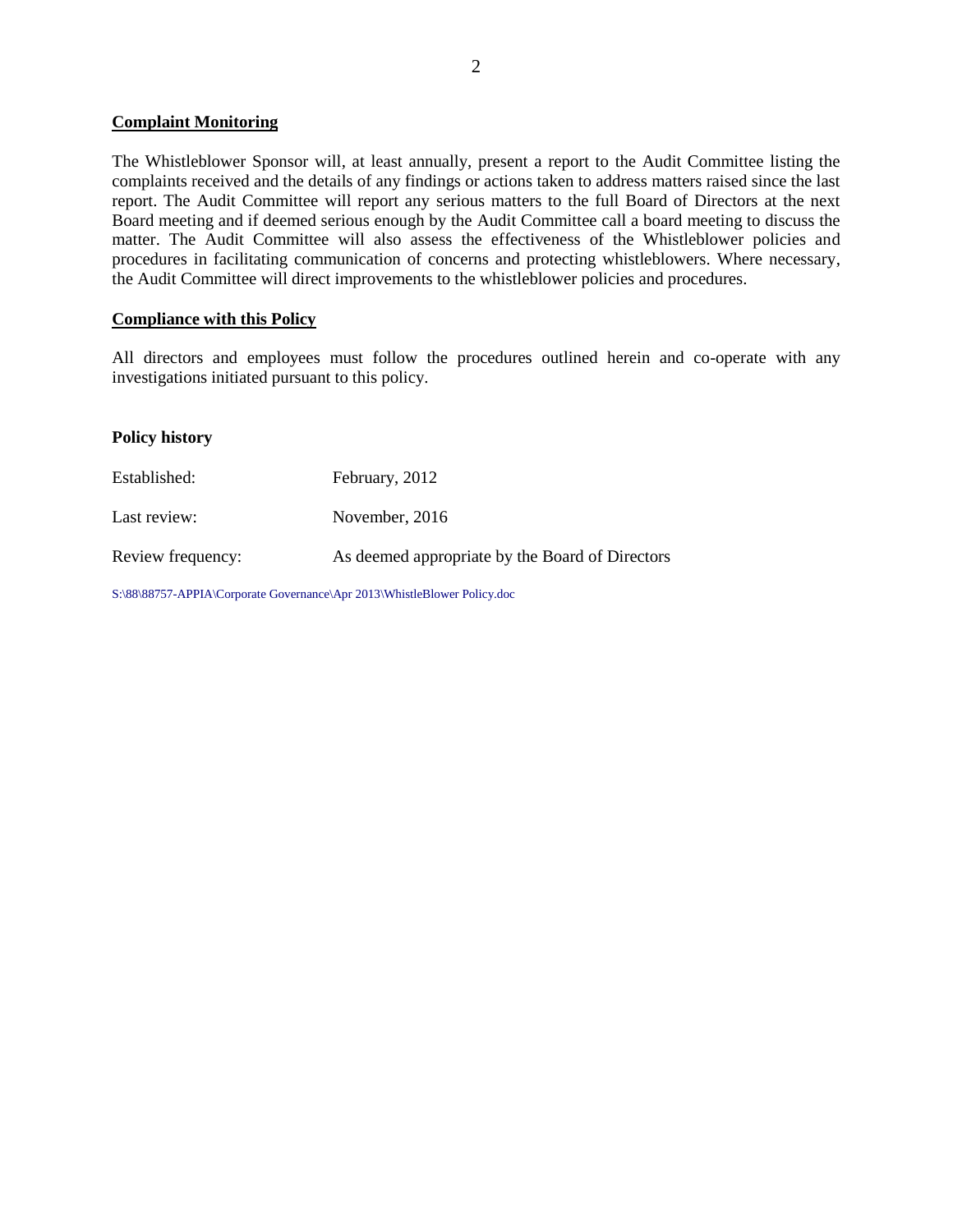## Complaint Monitoring

The Whistleblower Sponsor will, at least annually, present a report to the Audit Committee listing the complaints received and the details of any findings or actions taken to address matters raised since the last report. The Audit Committee will report any serious matters to the full Board of Directors at the next Board meeting and if deemed serious enough by the Audit Committee call a board meeting to discuss the matter. The Audit Committee will also assess the effectiveness of the Whistleblower policies and procedures in facilitating communication of concerns and protecting whistleblowers. Where necessary, the Audit Committee will direct improvements to the whistleblower policies and procedures.

## Compliance with this Policy

All directors and employees must follow the procedures outlined herein and co-operate with any investigations initiated pursuant to this policy.

**Policy history**

| | |
|---|---|
| Established: | February, 2012 |
| Last review: | November, 2016 |
| Review frequency: | As deemed appropriate by the Board of Directors |

S:\88\88757-APPIA\Corporate Governance\Apr 2013\WhistleBlower Policy.doc